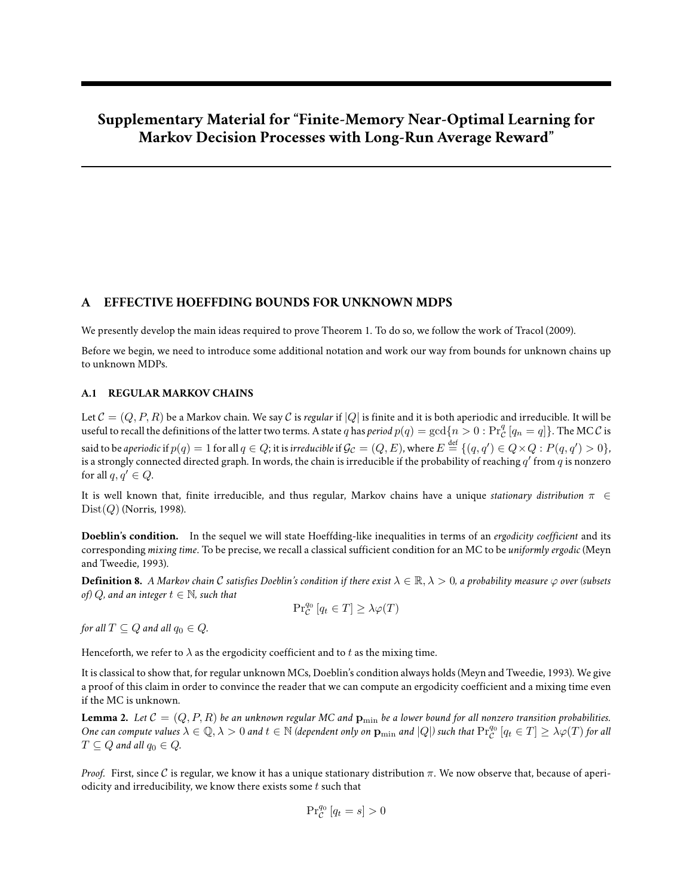# Supplementary Material for "Finite-Memory Near-Optimal Learning for Markov Decision Processes with Long-Run Average Reward"

## A EFFECTIVE HOEFFDING BOUNDS FOR UNKNOWN MDPS

We presently develop the main ideas required to prove Theorem 1. To do so, we follow the work of Tracol (2009).

Before we begin, we need to introduce some additional notation and work our way from bounds for unknown chains up to unknown MDPs.

### A.1 REGULAR MARKOV CHAINS

Let $\mathcal{C} = (Q, P, R)$ be a Markov chain. We say $\mathcal{C}$ is *regular* if $|Q|$ is finite and it is both aperiodic and irreducible. It will be useful to recall the definitions of the latter two terms. A state $q$ has *period* $p(q) = \gcd\{n > 0 : \Pr_{\mathcal{C}}^{q}[q_n = q]\}$. The MC $\mathcal{C}$ is said to be *aperiodic* if $p(q) = 1$ for all $q \in Q$; it is *irreducible* if $\mathcal{G}_{\mathcal{C}} = (Q, E)$, where $E \overset{\text{def}}{=} \{(q, q') \in Q \times Q : P(q, q') > 0\}$, is a strongly connected directed graph. In words, the chain is irreducible if the probability of reaching $q'$ from $q$ is nonzero for all $q, q' \in Q$.

It is well known that, finite irreducible, and thus regular, Markov chains have a unique *stationary distribution* $\pi \in \mathrm{Dist}(Q)$ (Norris, 1998).

**Doeblin's condition.** In the sequel we will state Hoeffding-like inequalities in terms of an *ergodicity coefficient* and its corresponding *mixing time*. To be precise, we recall a classical sufficient condition for an MC to be *uniformly ergodic* (Meyn and Tweedie, 1993).

**Definition 8.** *A Markov chain $\mathcal{C}$ satisfies Doeblin's condition if there exist $\lambda \in \mathbb{R}, \lambda > 0$, a probability measure $\varphi$ over (subsets of) $Q$, and an integer $t \in \mathbb{N}$, such that*

$$\Pr_{\mathcal{C}}^{q_0}[q_t \in T] \geq \lambda \varphi(T)$$

*for all $T \subseteq Q$ and all $q_0 \in Q$.*

Henceforth, we refer to $\lambda$ as the ergodicity coefficient and to $t$ as the mixing time.

It is classical to show that, for regular unknown MCs, Doeblin's condition always holds (Meyn and Tweedie, 1993). We give a proof of this claim in order to convince the reader that we can compute an ergodicity coefficient and a mixing time even if the MC is unknown.

**Lemma 2.** *Let $\mathcal{C} = (Q, P, R)$ be an unknown regular MC and $\mathbf{p}_{\min}$ be a lower bound for all nonzero transition probabilities. One can compute values $\lambda \in \mathbb{Q}, \lambda > 0$ and $t \in \mathbb{N}$ (dependent only on $\mathbf{p}_{\min}$ and $|Q|$) such that $\Pr_{\mathcal{C}}^{q_0}[q_t \in T] \geq \lambda \varphi(T)$ for all $T \subseteq Q$ and all $q_0 \in Q$.*

*Proof.* First, since $\mathcal{C}$ is regular, we know it has a unique stationary distribution $\pi$. We now observe that, because of aperiodicity and irreducibility, we know there exists some $t$ such that

$$\Pr_{\mathcal{C}}^{q_0}[q_t = s] > 0$$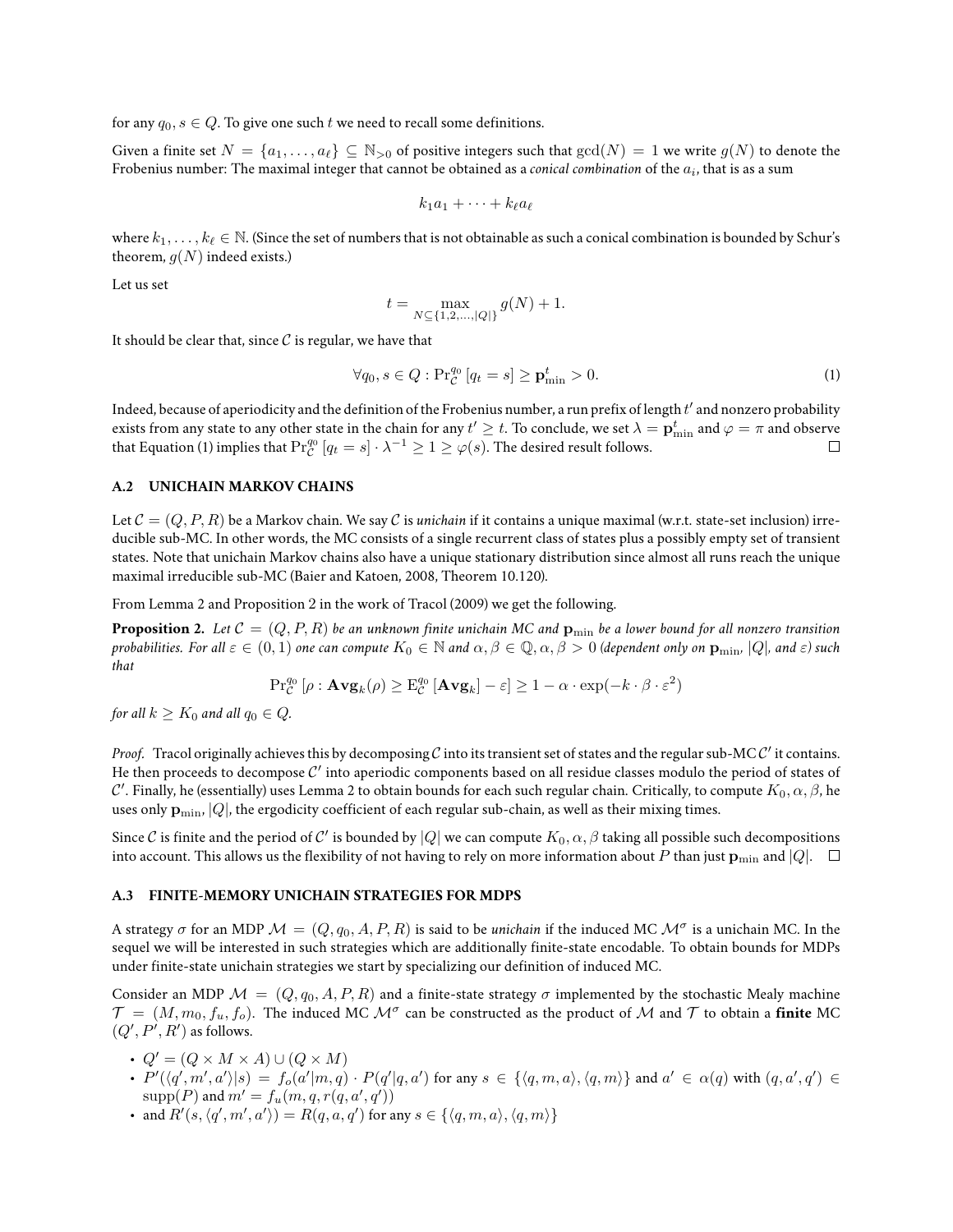for any $q_0, s \in Q$. To give one such $t$ we need to recall some definitions.

Given a finite set $N = \{a_1, \ldots, a_\ell\} \subseteq \mathbb{N}_{>0}$ of positive integers such that $\gcd(N) = 1$ we write $g(N)$ to denote the Frobenius number: The maximal integer that cannot be obtained as a *conical combination* of the $a_i$, that is as a sum

$$k_1 a_1 + \cdots + k_\ell a_\ell$$

where $k_1, \ldots, k_\ell \in \mathbb{N}$. (Since the set of numbers that is not obtainable as such a conical combination is bounded by Schur's theorem, $g(N)$ indeed exists.)

Let us set

$$t = \max_{N \subseteq \{1,2,\ldots,|Q|\}} g(N) + 1.$$

It should be clear that, since $\mathcal{C}$ is regular, we have that

$$\forall q_0, s \in Q : \Pr_{\mathcal{C}}^{q_0}[q_t = s] \geq \mathbf{p}_{\min}^t > 0. \tag{1}$$

Indeed, because of aperiodicity and the definition of the Frobenius number, a run prefix of length $t'$ and nonzero probability exists from any state to any other state in the chain for any $t' \geq t$. To conclude, we set $\lambda = \mathbf{p}_{\min}^t$ and $\varphi = \pi$ and observe that Equation (1) implies that $\Pr_{\mathcal{C}}^{q_0}[q_t = s] \cdot \lambda^{-1} \geq 1 \geq \varphi(s)$. The desired result follows. $\square$

## A.2 UNICHAIN MARKOV CHAINS

Let $\mathcal{C} = (Q, P, R)$ be a Markov chain. We say $\mathcal{C}$ is *unichain* if it contains a unique maximal (w.r.t. state-set inclusion) irreducible sub-MC. In other words, the MC consists of a single recurrent class of states plus a possibly empty set of transient states. Note that unichain Markov chains also have a unique stationary distribution since almost all runs reach the unique maximal irreducible sub-MC (Baier and Katoen, 2008, Theorem 10.120).

From Lemma 2 and Proposition 2 in the work of Tracol (2009) we get the following.

**Proposition 2.** *Let $\mathcal{C} = (Q, P, R)$ be an unknown finite unichain MC and $\mathbf{p}_{\min}$ be a lower bound for all nonzero transition probabilities. For all $\varepsilon \in (0, 1)$ one can compute $K_0 \in \mathbb{N}$ and $\alpha, \beta \in \mathbb{Q}, \alpha, \beta > 0$ (dependent only on $\mathbf{p}_{\min}$, $|Q|$, and $\varepsilon$) such that*

$$\Pr_{\mathcal{C}}^{q_0}[\rho : \mathbf{Avg}_k(\rho) \geq \mathrm{E}_{\mathcal{C}}^{q_0}[\mathbf{Avg}_k] - \varepsilon] \geq 1 - \alpha \cdot \exp(-k \cdot \beta \cdot \varepsilon^2)$$

*for all $k \geq K_0$ and all $q_0 \in Q$.*

*Proof.* Tracol originally achieves this by decomposing $\mathcal{C}$ into its transient set of states and the regular sub-MC $\mathcal{C}'$ it contains. He then proceeds to decompose $\mathcal{C}'$ into aperiodic components based on all residue classes modulo the period of states of $\mathcal{C}'$. Finally, he (essentially) uses Lemma 2 to obtain bounds for each such regular chain. Critically, to compute $K_0, \alpha, \beta$, he uses only $\mathbf{p}_{\min}$, $|Q|$, the ergodicity coefficient of each regular sub-chain, as well as their mixing times.

Since $\mathcal{C}$ is finite and the period of $\mathcal{C}'$ is bounded by $|Q|$ we can compute $K_0, \alpha, \beta$ taking all possible such decompositions into account. This allows us the flexibility of not having to rely on more information about $P$ than just $\mathbf{p}_{\min}$ and $|Q|$. $\square$

## A.3 FINITE-MEMORY UNICHAIN STRATEGIES FOR MDPS

A strategy $\sigma$ for an MDP $\mathcal{M} = (Q, q_0, A, P, R)$ is said to be *unichain* if the induced MC $\mathcal{M}^\sigma$ is a unichain MC. In the sequel we will be interested in such strategies which are additionally finite-state encodable. To obtain bounds for MDPs under finite-state unichain strategies we start by specializing our definition of induced MC.

Consider an MDP $\mathcal{M} = (Q, q_0, A, P, R)$ and a finite-state strategy $\sigma$ implemented by the stochastic Mealy machine $\mathcal{T} = (M, m_0, f_u, f_o)$. The induced MC $\mathcal{M}^\sigma$ can be constructed as the product of $\mathcal{M}$ and $\mathcal{T}$ to obtain a **finite** MC $(Q', P', R')$ as follows.

- $Q' = (Q \times M \times A) \cup (Q \times M)$
- $P'(\langle q', m', a' \rangle | s) = f_o(a' | m, q) \cdot P(q' | q, a')$ for any $s \in \{\langle q, m, a \rangle, \langle q, m \rangle\}$ and $a' \in \alpha(q)$ with $(q, a', q') \in \mathrm{supp}(P)$ and $m' = f_u(m, q, r(q, a', q'))$
- and $R'(s, \langle q', m', a' \rangle) = R(q, a, q')$ for any $s \in \{\langle q, m, a \rangle, \langle q, m \rangle\}$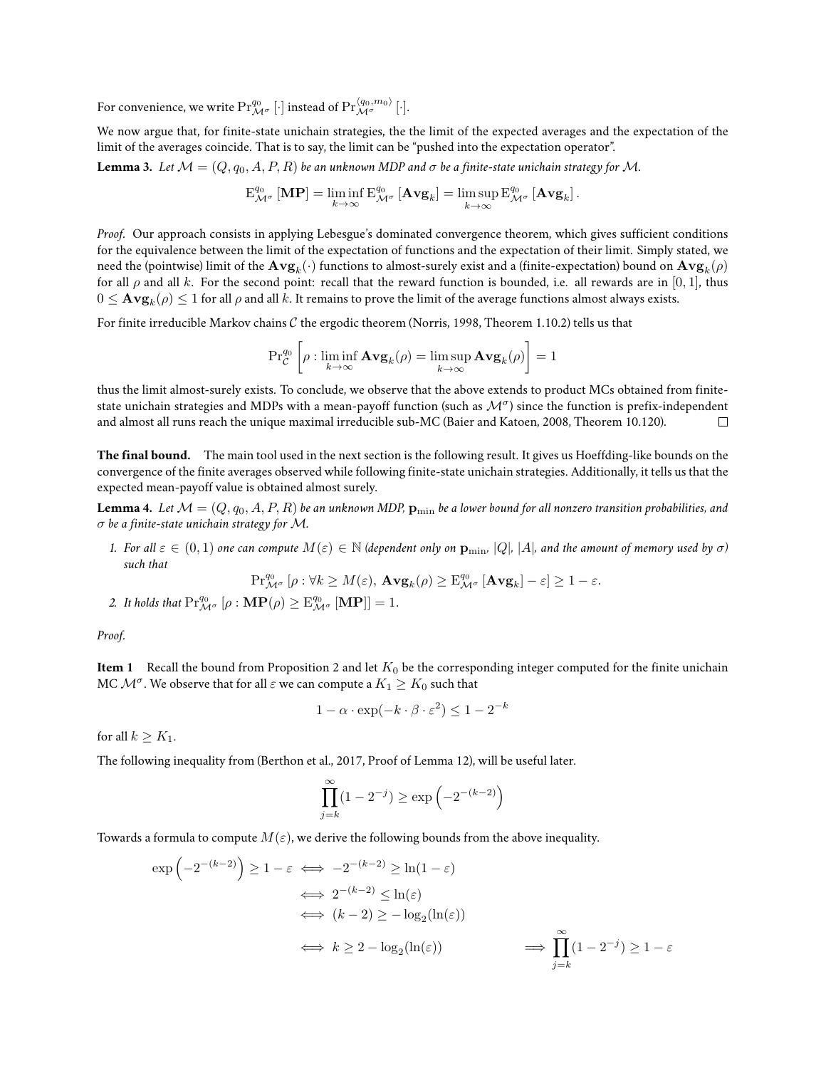For convenience, we write $\Pr^{q_0}_{\mathcal{M}^\sigma}[\cdot]$ instead of $\Pr^{\langle q_0, m_0\rangle}_{\mathcal{M}^\sigma}[\cdot]$.

We now argue that, for finite-state unichain strategies, the the limit of the expected averages and the expectation of the limit of the averages coincide. That is to say, the limit can be "pushed into the expectation operator".

**Lemma 3.** *Let $\mathcal{M} = (Q, q_0, A, P, R)$ be an unknown MDP and $\sigma$ be a finite-state unichain strategy for $\mathcal{M}$.*

$$\mathrm{E}^{q_0}_{\mathcal{M}^\sigma}[\mathbf{MP}] = \liminf_{k\to\infty} \mathrm{E}^{q_0}_{\mathcal{M}^\sigma}[\mathbf{Avg}_k] = \limsup_{k\to\infty} \mathrm{E}^{q_0}_{\mathcal{M}^\sigma}[\mathbf{Avg}_k].$$

*Proof.* Our approach consists in applying Lebesgue's dominated convergence theorem, which gives sufficient conditions for the equivalence between the limit of the expectation of functions and the expectation of their limit. Simply stated, we need the (pointwise) limit of the $\mathbf{Avg}_k(\cdot)$ functions to almost-surely exist and a (finite-expectation) bound on $\mathbf{Avg}_k(\rho)$ for all $\rho$ and all $k$. For the second point: recall that the reward function is bounded, i.e. all rewards are in $[0, 1]$, thus $0 \le \mathbf{Avg}_k(\rho) \le 1$ for all $\rho$ and all $k$. It remains to prove the limit of the average functions almost always exists.

For finite irreducible Markov chains $\mathcal{C}$ the ergodic theorem (Norris, 1998, Theorem 1.10.2) tells us that

$$\Pr^{q_0}_{\mathcal{C}}\left[\rho : \liminf_{k\to\infty} \mathbf{Avg}_k(\rho) = \limsup_{k\to\infty} \mathbf{Avg}_k(\rho)\right] = 1$$

thus the limit almost-surely exists. To conclude, we observe that the above extends to product MCs obtained from finite-state unichain strategies and MDPs with a mean-payoff function (such as $\mathcal{M}^\sigma$) since the function is prefix-independent and almost all runs reach the unique maximal irreducible sub-MC (Baier and Katoen, 2008, Theorem 10.120). ◻

**The final bound.** The main tool used in the next section is the following result. It gives us Hoeffding-like bounds on the convergence of the finite averages observed while following finite-state unichain strategies. Additionally, it tells us that the expected mean-payoff value is obtained almost surely.

**Lemma 4.** *Let $\mathcal{M} = (Q, q_0, A, P, R)$ be an unknown MDP, $\mathbf{p}_{\min}$ be a lower bound for all nonzero transition probabilities, and $\sigma$ be a finite-state unichain strategy for $\mathcal{M}$.*

1. *For all $\varepsilon \in (0, 1)$ one can compute $M(\varepsilon) \in \mathbb{N}$ (dependent only on $\mathbf{p}_{\min}$, $|Q|$, $|A|$, and the amount of memory used by $\sigma$) such that*

$$\Pr^{q_0}_{\mathcal{M}^\sigma}[\rho : \forall k \ge M(\varepsilon),\ \mathbf{Avg}_k(\rho) \ge \mathrm{E}^{q_0}_{\mathcal{M}^\sigma}[\mathbf{Avg}_k] - \varepsilon] \ge 1 - \varepsilon.$$

2. *It holds that $\Pr^{q_0}_{\mathcal{M}^\sigma}[\rho : \mathbf{MP}(\rho) \ge \mathrm{E}^{q_0}_{\mathcal{M}^\sigma}[\mathbf{MP}]] = 1$.*

*Proof.*

**Item 1** Recall the bound from Proposition 2 and let $K_0$ be the corresponding integer computed for the finite unichain MC $\mathcal{M}^\sigma$. We observe that for all $\varepsilon$ we can compute a $K_1 \ge K_0$ such that

$$1 - \alpha \cdot \exp(-k \cdot \beta \cdot \varepsilon^2) \le 1 - 2^{-k}$$

for all $k \ge K_1$.

The following inequality from (Berthon et al., 2017, Proof of Lemma 12), will be useful later.

$$\prod_{j=k}^{\infty}(1 - 2^{-j}) \ge \exp\left(-2^{-(k-2)}\right)$$

Towards a formula to compute $M(\varepsilon)$, we derive the following bounds from the above inequality.

$$\begin{aligned}
\exp\left(-2^{-(k-2)}\right) \ge 1 - \varepsilon &\iff -2^{-(k-2)} \ge \ln(1 - \varepsilon) \\
&\iff 2^{-(k-2)} \le \ln(\varepsilon) \\
&\iff (k-2) \ge -\log_2(\ln(\varepsilon)) \\
&\iff k \ge 2 - \log_2(\ln(\varepsilon)) \qquad \implies \prod_{j=k}^{\infty}(1 - 2^{-j}) \ge 1 - \varepsilon
\end{aligned}$$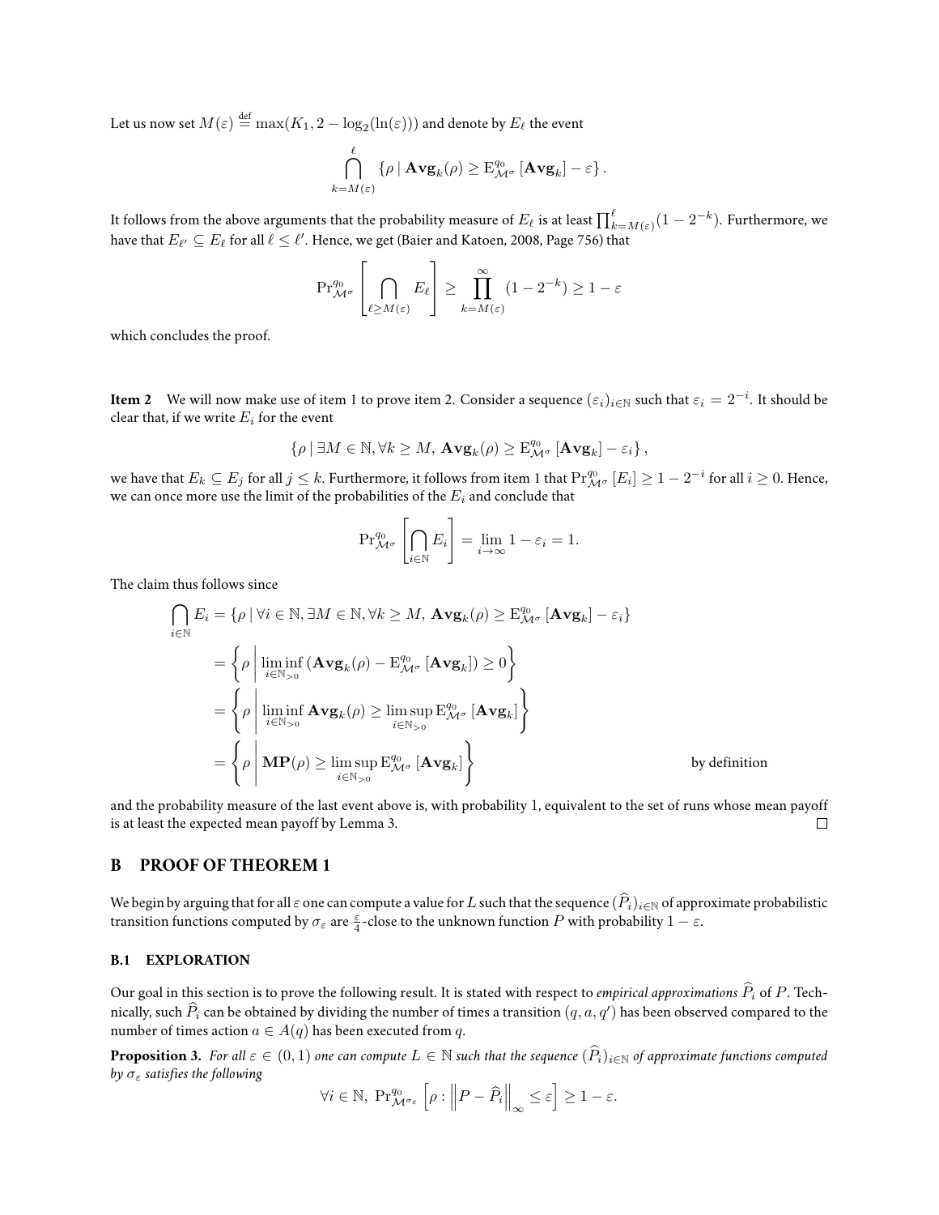Let us now set $M(\varepsilon) \stackrel{\text{def}}{=} \max(K_1, 2 - \log_2(\ln(\varepsilon)))$ and denote by $E_\ell$ the event

$$\bigcap_{k=M(\varepsilon)}^{\ell} \{\rho \mid \mathbf{Avg}_k(\rho) \geq \mathrm{E}^{q_0}_{\mathcal{M}^\sigma}[\mathbf{Avg}_k] - \varepsilon\}.$$

It follows from the above arguments that the probability measure of $E_\ell$ is at least $\prod_{k=M(\varepsilon)}^{\ell}(1 - 2^{-k})$. Furthermore, we have that $E_{\ell'} \subseteq E_\ell$ for all $\ell \leq \ell'$. Hence, we get (Baier and Katoen, 2008, Page 756) that

$$\mathrm{Pr}^{q_0}_{\mathcal{M}^\sigma}\left[\bigcap_{\ell \geq M(\varepsilon)} E_\ell\right] \geq \prod_{k=M(\varepsilon)}^{\infty}(1 - 2^{-k}) \geq 1 - \varepsilon$$

which concludes the proof.

**Item 2** We will now make use of item 1 to prove item 2. Consider a sequence $(\varepsilon_i)_{i\in\mathbb{N}}$ such that $\varepsilon_i = 2^{-i}$. It should be clear that, if we write $E_i$ for the event

$$\{\rho \mid \exists M \in \mathbb{N}, \forall k \geq M, \mathbf{Avg}_k(\rho) \geq \mathrm{E}^{q_0}_{\mathcal{M}^\sigma}[\mathbf{Avg}_k] - \varepsilon_i\},$$

we have that $E_k \subseteq E_j$ for all $j \leq k$. Furthermore, it follows from item 1 that $\mathrm{Pr}^{q_0}_{\mathcal{M}^\sigma}[E_i] \geq 1 - 2^{-i}$ for all $i \geq 0$. Hence, we can once more use the limit of the probabilities of the $E_i$ and conclude that

$$\mathrm{Pr}^{q_0}_{\mathcal{M}^\sigma}\left[\bigcap_{i\in\mathbb{N}} E_i\right] = \lim_{i\to\infty} 1 - \varepsilon_i = 1.$$

The claim thus follows since

$$\begin{aligned}
\bigcap_{i\in\mathbb{N}} E_i &= \{\rho \mid \forall i \in \mathbb{N}, \exists M \in \mathbb{N}, \forall k \geq M, \mathbf{Avg}_k(\rho) \geq \mathrm{E}^{q_0}_{\mathcal{M}^\sigma}[\mathbf{Avg}_k] - \varepsilon_i\} \\
&= \left\{\rho \,\middle|\, \liminf_{i\in\mathbb{N}_{>0}} (\mathbf{Avg}_k(\rho) - \mathrm{E}^{q_0}_{\mathcal{M}^\sigma}[\mathbf{Avg}_k]) \geq 0\right\} \\
&= \left\{\rho \,\middle|\, \liminf_{i\in\mathbb{N}_{>0}} \mathbf{Avg}_k(\rho) \geq \limsup_{i\in\mathbb{N}_{>0}} \mathrm{E}^{q_0}_{\mathcal{M}^\sigma}[\mathbf{Avg}_k]\right\} \\
&= \left\{\rho \,\middle|\, \mathbf{MP}(\rho) \geq \limsup_{i\in\mathbb{N}_{>0}} \mathrm{E}^{q_0}_{\mathcal{M}^\sigma}[\mathbf{Avg}_k]\right\} \qquad \text{by definition}
\end{aligned}$$

and the probability measure of the last event above is, with probability 1, equivalent to the set of runs whose mean payoff is at least the expected mean payoff by Lemma 3. □

## B PROOF OF THEOREM 1

We begin by arguing that for all $\varepsilon$ one can compute a value for $L$ such that the sequence $(\widehat{P}_i)_{i\in\mathbb{N}}$ of approximate probabilistic transition functions computed by $\sigma_\varepsilon$ are $\frac{\varepsilon}{4}$-close to the unknown function $P$ with probability $1 - \varepsilon$.

### B.1 EXPLORATION

Our goal in this section is to prove the following result. It is stated with respect to *empirical approximations* $\widehat{P}_i$ of $P$. Technically, such $\widehat{P}_i$ can be obtained by dividing the number of times a transition $(q, a, q')$ has been observed compared to the number of times action $a \in A(q)$ has been executed from $q$.

**Proposition 3.** *For all $\varepsilon \in (0, 1)$ one can compute $L \in \mathbb{N}$ such that the sequence $(\widehat{P}_i)_{i\in\mathbb{N}}$ of approximate functions computed by $\sigma_\varepsilon$ satisfies the following*

$$\forall i \in \mathbb{N},\ \mathrm{Pr}^{q_0}_{\mathcal{M}^{\sigma_\varepsilon}}\left[\rho : \left\|P - \widehat{P}_i\right\|_\infty \leq \varepsilon\right] \geq 1 - \varepsilon.$$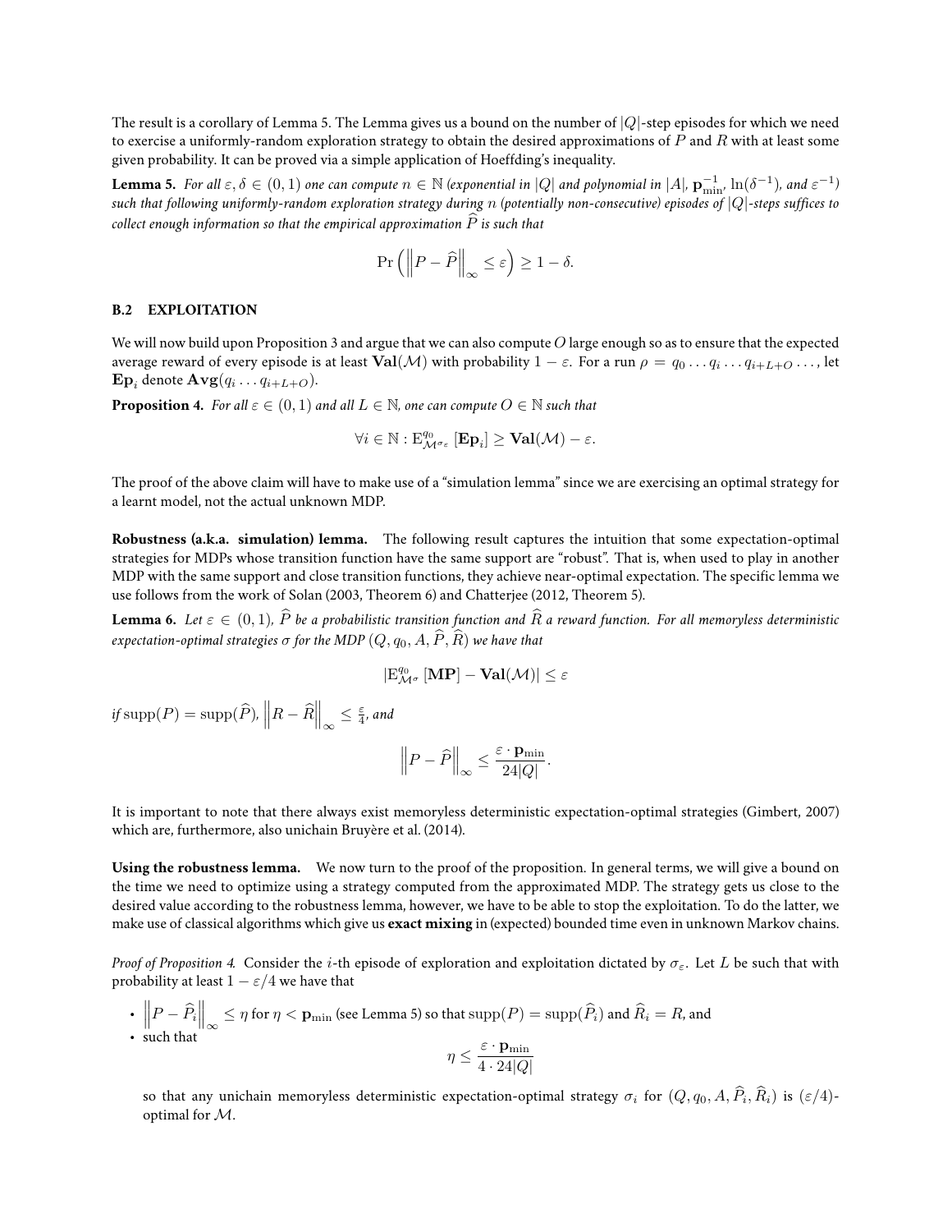The result is a corollary of Lemma 5. The Lemma gives us a bound on the number of $|Q|$-step episodes for which we need to exercise a uniformly-random exploration strategy to obtain the desired approximations of $P$ and $R$ with at least some given probability. It can be proved via a simple application of Hoeffding's inequality.

**Lemma 5.** *For all $\varepsilon, \delta \in (0,1)$ one can compute $n \in \mathbb{N}$ (exponential in $|Q|$ and polynomial in $|A|$, $\mathbf{p}_{\min}^{-1}$, $\ln(\delta^{-1})$, and $\varepsilon^{-1}$) such that following uniformly-random exploration strategy during $n$ (potentially non-consecutive) episodes of $|Q|$-steps suffices to collect enough information so that the empirical approximation $\widehat{P}$ is such that*

$$\Pr\left(\left\|P - \widehat{P}\right\|_\infty \leq \varepsilon\right) \geq 1 - \delta.$$

### B.2 EXPLOITATION

We will now build upon Proposition 3 and argue that we can also compute $O$ large enough so as to ensure that the expected average reward of every episode is at least $\mathbf{Val}(\mathcal{M})$ with probability $1 - \varepsilon$. For a run $\rho = q_0 \dots q_i \dots q_{i+L+O} \dots$, let $\mathbf{Ep}_i$ denote $\mathbf{Avg}(q_i \dots q_{i+L+O})$.

**Proposition 4.** *For all $\varepsilon \in (0,1)$ and all $L \in \mathbb{N}$, one can compute $O \in \mathbb{N}$ such that*

$$\forall i \in \mathbb{N} : \mathrm{E}^{q_0}_{\mathcal{M}^{\sigma_\varepsilon}}\left[\mathbf{Ep}_i\right] \geq \mathbf{Val}(\mathcal{M}) - \varepsilon.$$

The proof of the above claim will have to make use of a "simulation lemma" since we are exercising an optimal strategy for a learnt model, not the actual unknown MDP.

**Robustness (a.k.a. simulation) lemma.** The following result captures the intuition that some expectation-optimal strategies for MDPs whose transition function have the same support are "robust". That is, when used to play in another MDP with the same support and close transition functions, they achieve near-optimal expectation. The specific lemma we use follows from the work of Solan (2003, Theorem 6) and Chatterjee (2012, Theorem 5).

**Lemma 6.** *Let $\varepsilon \in (0,1)$, $\widehat{P}$ be a probabilistic transition function and $\widehat{R}$ a reward function. For all memoryless deterministic expectation-optimal strategies $\sigma$ for the MDP $(Q, q_0, A, \widehat{P}, \widehat{R})$ we have that*

$$\left|\mathrm{E}^{q_0}_{\mathcal{M}^{\sigma}}\left[\mathbf{MP}\right] - \mathbf{Val}(\mathcal{M})\right| \leq \varepsilon$$

*if* $\mathrm{supp}(P) = \mathrm{supp}(\widehat{P})$, $\left\|R - \widehat{R}\right\|_\infty \leq \frac{\varepsilon}{4}$, *and*

$$\left\|P - \widehat{P}\right\|_\infty \leq \frac{\varepsilon \cdot \mathbf{p}_{\min}}{24|Q|}.$$

It is important to note that there always exist memoryless deterministic expectation-optimal strategies (Gimbert, 2007) which are, furthermore, also unichain Bruyère et al. (2014).

**Using the robustness lemma.** We now turn to the proof of the proposition. In general terms, we will give a bound on the time we need to optimize using a strategy computed from the approximated MDP. The strategy gets us close to the desired value according to the robustness lemma, however, we have to be able to stop the exploitation. To do the latter, we make use of classical algorithms which give us **exact mixing** in (expected) bounded time even in unknown Markov chains.

*Proof of Proposition 4.* Consider the $i$-th episode of exploration and exploitation dictated by $\sigma_\varepsilon$. Let $L$ be such that with probability at least $1 - \varepsilon/4$ we have that

- $\left\|P - \widehat{P}_i\right\|_\infty \leq \eta$ for $\eta < \mathbf{p}_{\min}$ (see Lemma 5) so that $\mathrm{supp}(P) = \mathrm{supp}(\widehat{P}_i)$ and $\widehat{R}_i = R$, and
- such that

$$\eta \leq \frac{\varepsilon \cdot \mathbf{p}_{\min}}{4 \cdot 24|Q|}$$

so that any unichain memoryless deterministic expectation-optimal strategy $\sigma_i$ for $(Q, q_0, A, \widehat{P}_i, \widehat{R}_i)$ is $(\varepsilon/4)$-optimal for $\mathcal{M}$.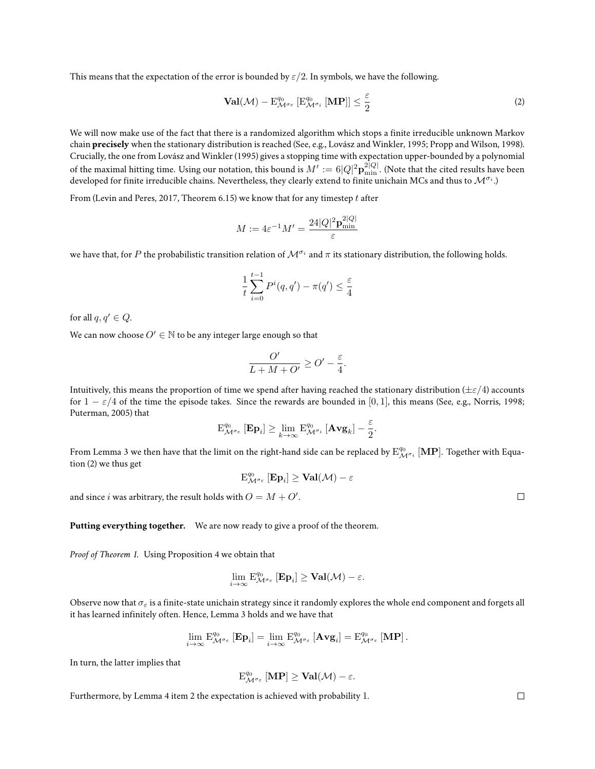This means that the expectation of the error is bounded by $\varepsilon/2$. In symbols, we have the following.

$$\mathbf{Val}(\mathcal{M}) - \mathrm{E}^{q_0}_{\mathcal{M}^{\sigma_\varepsilon}}\left[\mathrm{E}^{q_0}_{\mathcal{M}^{\sigma_i}}\left[\mathbf{MP}\right]\right] \leq \frac{\varepsilon}{2} \tag{2}$$

We will now make use of the fact that there is a randomized algorithm which stops a finite irreducible unknown Markov chain **precisely** when the stationary distribution is reached (See, e.g., Lovász and Winkler, 1995; Propp and Wilson, 1998). Crucially, the one from Lovász and Winkler (1995) gives a stopping time with expectation upper-bounded by a polynomial of the maximal hitting time. Using our notation, this bound is $M' := 6|Q|^2 \mathbf{p}_{\min}^{2|Q|}$. (Note that the cited results have been developed for finite irreducible chains. Nevertheless, they clearly extend to finite unichain MCs and thus to $\mathcal{M}^{\sigma_i}$.)

From (Levin and Peres, 2017, Theorem 6.15) we know that for any timestep $t$ after

$$M := 4\varepsilon^{-1}M' = \frac{24|Q|^2\mathbf{p}_{\min}^{2|Q|}}{\varepsilon}$$

we have that, for $P$ the probabilistic transition relation of $\mathcal{M}^{\sigma_i}$ and $\pi$ its stationary distribution, the following holds.

$$\frac{1}{t}\sum_{i=0}^{t-1} P^i(q,q') - \pi(q') \leq \frac{\varepsilon}{4}$$

for all $q, q' \in Q$.

We can now choose $O' \in \mathbb{N}$ to be any integer large enough so that

$$\frac{O'}{L + M + O'} \geq O' - \frac{\varepsilon}{4}.$$

Intuitively, this means the proportion of time we spend after having reached the stationary distribution ($\pm\varepsilon/4$) accounts for $1 - \varepsilon/4$ of the time the episode takes. Since the rewards are bounded in $[0, 1]$, this means (See, e.g., Norris, 1998; Puterman, 2005) that

$$\mathrm{E}^{q_0}_{\mathcal{M}^{\sigma_\varepsilon}}\left[\mathbf{Ep}_i\right] \geq \lim_{k\to\infty} \mathrm{E}^{q_0}_{\mathcal{M}^{\sigma_i}}\left[\mathbf{Avg}_k\right] - \frac{\varepsilon}{2}.$$

From Lemma 3 we then have that the limit on the right-hand side can be replaced by $\mathrm{E}^{q_0}_{\mathcal{M}^{\sigma_i}}\left[\mathbf{MP}\right]$. Together with Equation (2) we thus get

$$\mathrm{E}^{q_0}_{\mathcal{M}^{\sigma_\varepsilon}}\left[\mathbf{Ep}_i\right] \geq \mathbf{Val}(\mathcal{M}) - \varepsilon$$

and since $i$ was arbitrary, the result holds with $O = M + O'$. □

**Putting everything together.** We are now ready to give a proof of the theorem.

*Proof of Theorem 1.* Using Proposition 4 we obtain that

$$\lim_{i\to\infty} \mathrm{E}^{q_0}_{\mathcal{M}^{\sigma_\varepsilon}}\left[\mathbf{Ep}_i\right] \geq \mathbf{Val}(\mathcal{M}) - \varepsilon.$$

Observe now that $\sigma_\varepsilon$ is a finite-state unichain strategy since it randomly explores the whole end component and forgets all it has learned infinitely often. Hence, Lemma 3 holds and we have that

$$\lim_{i\to\infty} \mathrm{E}^{q_0}_{\mathcal{M}^{\sigma_\varepsilon}}\left[\mathbf{Ep}_i\right] = \lim_{i\to\infty} \mathrm{E}^{q_0}_{\mathcal{M}^{\sigma_\varepsilon}}\left[\mathbf{Avg}_i\right] = \mathrm{E}^{q_0}_{\mathcal{M}^{\sigma_\varepsilon}}\left[\mathbf{MP}\right].$$

In turn, the latter implies that

$$\mathrm{E}^{q_0}_{\mathcal{M}^{\sigma_\varepsilon}}\left[\mathbf{MP}\right] \geq \mathbf{Val}(\mathcal{M}) - \varepsilon.$$

Furthermore, by Lemma 4 item 2 the expectation is achieved with probability 1. □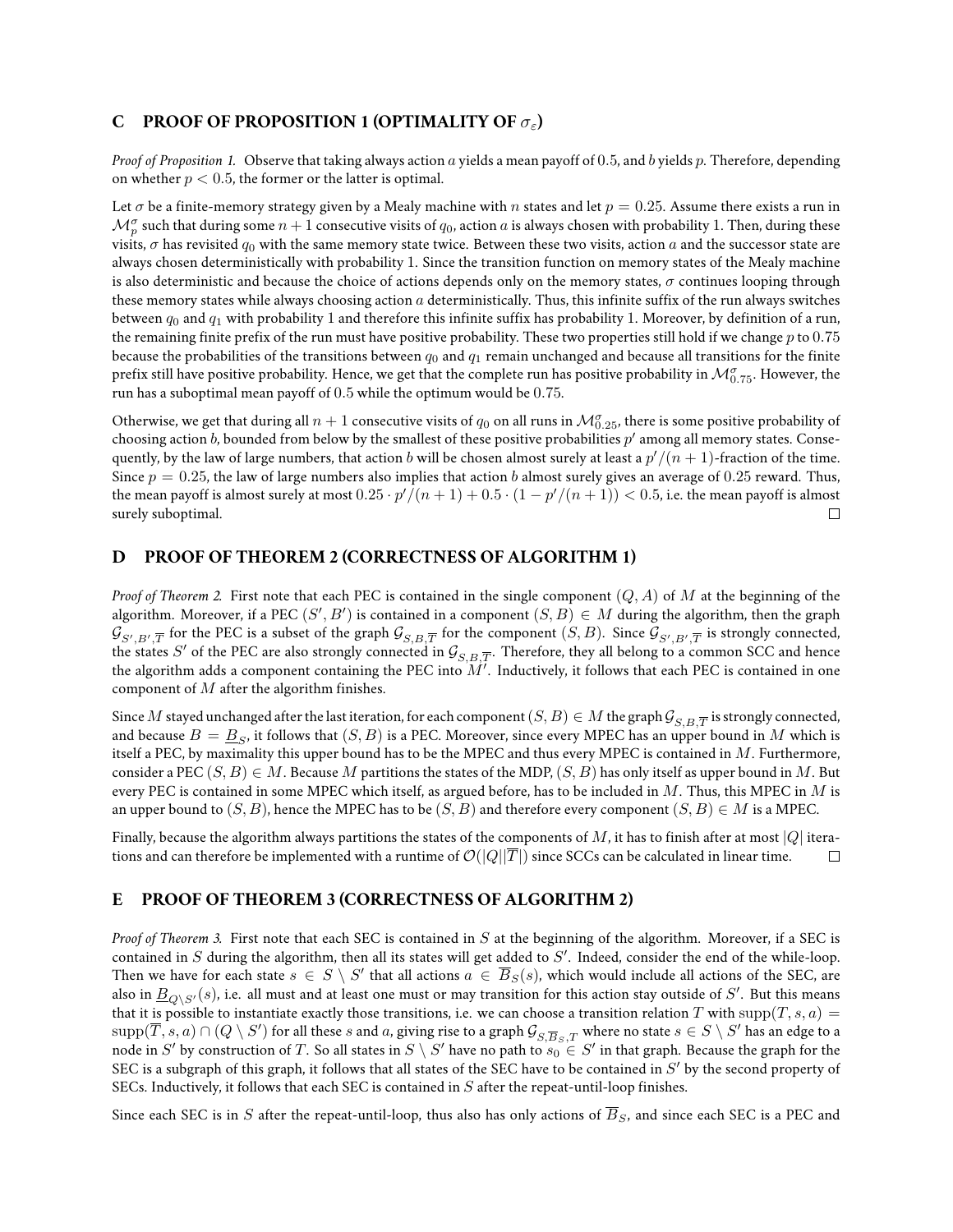## C PROOF OF PROPOSITION 1 (OPTIMALITY OF $\sigma_\varepsilon$)

*Proof of Proposition 1.* Observe that taking always action $a$ yields a mean payoff of $0.5$, and $b$ yields $p$. Therefore, depending on whether $p < 0.5$, the former or the latter is optimal.

Let $\sigma$ be a finite-memory strategy given by a Mealy machine with $n$ states and let $p = 0.25$. Assume there exists a run in $\mathcal{M}_p^\sigma$ such that during some $n + 1$ consecutive visits of $q_0$, action $a$ is always chosen with probability 1. Then, during these visits, $\sigma$ has revisited $q_0$ with the same memory state twice. Between these two visits, action $a$ and the successor state are always chosen deterministically with probability 1. Since the transition function on memory states of the Mealy machine is also deterministic and because the choice of actions depends only on the memory states, $\sigma$ continues looping through these memory states while always choosing action $a$ deterministically. Thus, this infinite suffix of the run always switches between $q_0$ and $q_1$ with probability 1 and therefore this infinite suffix has probability 1. Moreover, by definition of a run, the remaining finite prefix of the run must have positive probability. These two properties still hold if we change $p$ to $0.75$ because the probabilities of the transitions between $q_0$ and $q_1$ remain unchanged and because all transitions for the finite prefix still have positive probability. Hence, we get that the complete run has positive probability in $\mathcal{M}_{0.75}^\sigma$. However, the run has a suboptimal mean payoff of $0.5$ while the optimum would be $0.75$.

Otherwise, we get that during all $n + 1$ consecutive visits of $q_0$ on all runs in $\mathcal{M}_{0.25}^\sigma$, there is some positive probability of choosing action $b$, bounded from below by the smallest of these positive probabilities $p'$ among all memory states. Consequently, by the law of large numbers, that action $b$ will be chosen almost surely at least a $p'/(n + 1)$-fraction of the time. Since $p = 0.25$, the law of large numbers also implies that action $b$ almost surely gives an average of $0.25$ reward. Thus, the mean payoff is almost surely at most $0.25 \cdot p'/(n + 1) + 0.5 \cdot (1 - p'/(n + 1)) < 0.5$, i.e. the mean payoff is almost surely suboptimal. □

## D PROOF OF THEOREM 2 (CORRECTNESS OF ALGORITHM 1)

*Proof of Theorem 2.* First note that each PEC is contained in the single component $(Q, A)$ of $M$ at the beginning of the algorithm. Moreover, if a PEC $(S', B')$ is contained in a component $(S, B) \in M$ during the algorithm, then the graph $\mathcal{G}_{S',B',\overline{T}}$ for the PEC is a subset of the graph $\mathcal{G}_{S,B,\overline{T}}$ for the component $(S, B)$. Since $\mathcal{G}_{S',B',\overline{T}}$ is strongly connected, the states $S'$ of the PEC are also strongly connected in $\mathcal{G}_{S,B,\overline{T}}$. Therefore, they all belong to a common SCC and hence the algorithm adds a component containing the PEC into $M'$. Inductively, it follows that each PEC is contained in one component of $M$ after the algorithm finishes.

Since $M$ stayed unchanged after the last iteration, for each component $(S, B) \in M$ the graph $\mathcal{G}_{S,B,\overline{T}}$ is strongly connected, and because $B = \underline{B}_S$, it follows that $(S, B)$ is a PEC. Moreover, since every MPEC has an upper bound in $M$ which is itself a PEC, by maximality this upper bound has to be the MPEC and thus every MPEC is contained in $M$. Furthermore, consider a PEC $(S, B) \in M$. Because $M$ partitions the states of the MDP, $(S, B)$ has only itself as upper bound in $M$. But every PEC is contained in some MPEC which itself, as argued before, has to be included in $M$. Thus, this MPEC in $M$ is an upper bound to $(S, B)$, hence the MPEC has to be $(S, B)$ and therefore every component $(S, B) \in M$ is a MPEC.

Finally, because the algorithm always partitions the states of the components of $M$, it has to finish after at most $|Q|$ iterations and can therefore be implemented with a runtime of $\mathcal{O}(|Q||\overline{T}|)$ since SCCs can be calculated in linear time. □

## E PROOF OF THEOREM 3 (CORRECTNESS OF ALGORITHM 2)

*Proof of Theorem 3.* First note that each SEC is contained in $S$ at the beginning of the algorithm. Moreover, if a SEC is contained in $S$ during the algorithm, then all its states will get added to $S'$. Indeed, consider the end of the while-loop. Then we have for each state $s \in S \setminus S'$ that all actions $a \in \overline{B}_S(s)$, which would include all actions of the SEC, are also in $\underline{B}_{Q \setminus S'}(s)$, i.e. all must and at least one must or may transition for this action stay outside of $S'$. But this means that it is possible to instantiate exactly those transitions, i.e. we can choose a transition relation $T$ with $\mathrm{supp}(T, s, a) = \mathrm{supp}(\overline{T}, s, a) \cap (Q \setminus S')$ for all these $s$ and $a$, giving rise to a graph $\mathcal{G}_{S,\overline{B}_S,T}$ where no state $s \in S \setminus S'$ has an edge to a node in $S'$ by construction of $T$. So all states in $S \setminus S'$ have no path to $s_0 \in S'$ in that graph. Because the graph for the SEC is a subgraph of this graph, it follows that all states of the SEC have to be contained in $S'$ by the second property of SECs. Inductively, it follows that each SEC is contained in $S$ after the repeat-until-loop finishes.

Since each SEC is in $S$ after the repeat-until-loop, thus also has only actions of $\overline{B}_S$, and since each SEC is a PEC and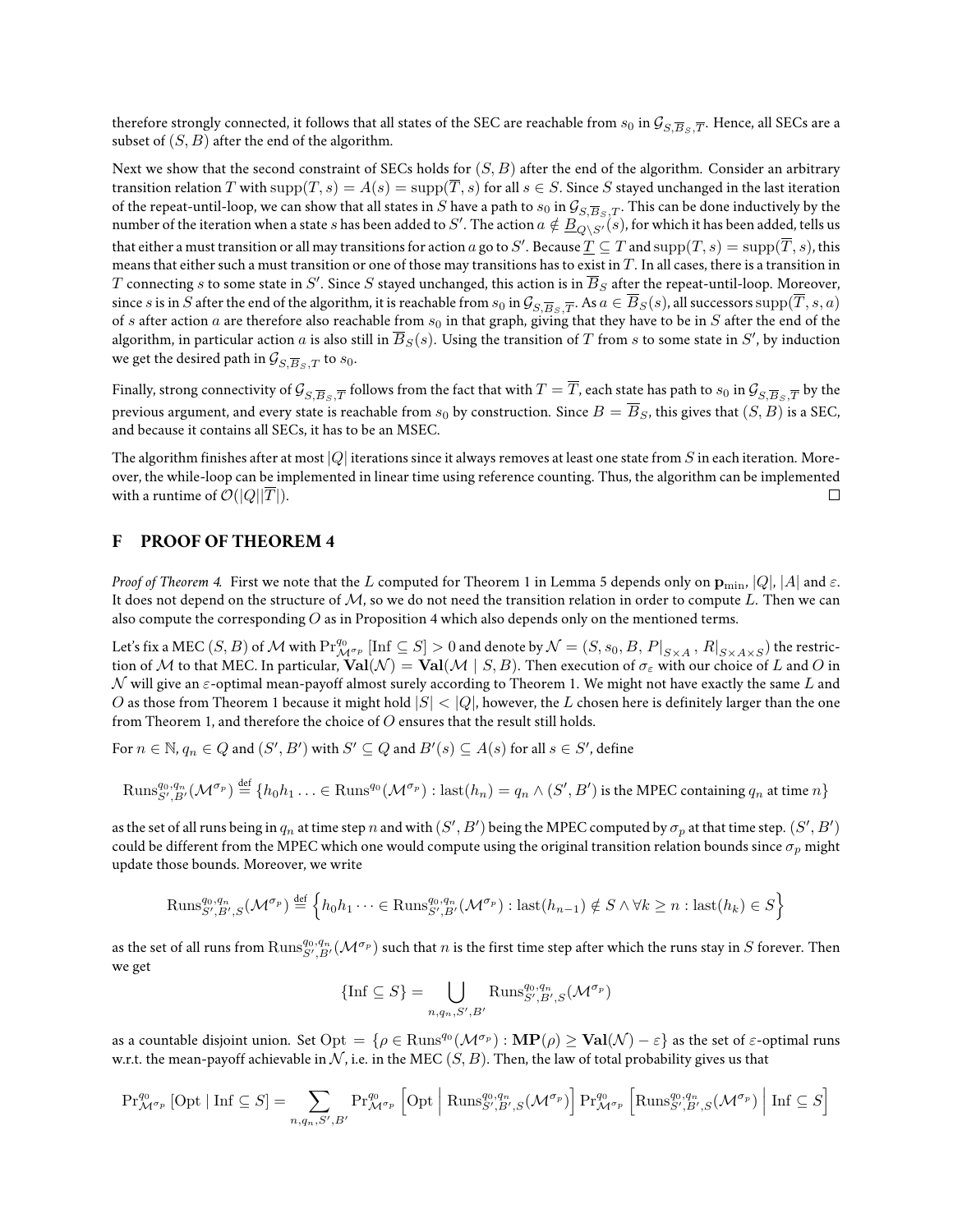therefore strongly connected, it follows that all states of the SEC are reachable from $s_0$ in $\mathcal{G}_{S,\overline{B}_S,\overline{T}}$. Hence, all SECs are a subset of $(S, B)$ after the end of the algorithm.

Next we show that the second constraint of SECs holds for $(S, B)$ after the end of the algorithm. Consider an arbitrary transition relation $T$ with $\text{supp}(T, s) = A(s) = \text{supp}(\overline{T}, s)$ for all $s \in S$. Since $S$ stayed unchanged in the last iteration of the repeat-until-loop, we can show that all states in $S$ have a path to $s_0$ in $\mathcal{G}_{S,\overline{B}_S,T}$. This can be done inductively by the number of the iteration when a state $s$ has been added to $S'$. The action $a \notin \underline{B}_{Q\setminus S'}(s)$, for which it has been added, tells us that either a must transition or all may transitions for action $a$ go to $S'$. Because $\underline{T} \subseteq T$ and $\text{supp}(T, s) = \text{supp}(\overline{T}, s)$, this means that either such a must transition or one of those may transitions has to exist in $T$. In all cases, there is a transition in $T$ connecting $s$ to some state in $S'$. Since $S$ stayed unchanged, this action is in $\overline{B}_S$ after the repeat-until-loop. Moreover, since $s$ is in $S$ after the end of the algorithm, it is reachable from $s_0$ in $\mathcal{G}_{S,\overline{B}_S,\overline{T}}$. As $a \in \overline{B}_S(s)$, all successors $\text{supp}(\overline{T}, s, a)$ of $s$ after action $a$ are therefore also reachable from $s_0$ in that graph, giving that they have to be in $S$ after the end of the algorithm, in particular action $a$ is also still in $\overline{B}_S(s)$. Using the transition of $T$ from $s$ to some state in $S'$, by induction we get the desired path in $\mathcal{G}_{S,\overline{B}_S,T}$ to $s_0$.

Finally, strong connectivity of $\mathcal{G}_{S,\overline{B}_S,\overline{T}}$ follows from the fact that with $T = \overline{T}$, each state has path to $s_0$ in $\mathcal{G}_{S,\overline{B}_S,\overline{T}}$ by the previous argument, and every state is reachable from $s_0$ by construction. Since $B = \overline{B}_S$, this gives that $(S, B)$ is a SEC, and because it contains all SECs, it has to be an MSEC.

The algorithm finishes after at most $|Q|$ iterations since it always removes at least one state from $S$ in each iteration. Moreover, the while-loop can be implemented in linear time using reference counting. Thus, the algorithm can be implemented with a runtime of $\mathcal{O}(|Q||\overline{T}|)$. □

## F PROOF OF THEOREM 4

*Proof of Theorem 4.* First we note that the $L$ computed for Theorem 1 in Lemma 5 depends only on $\mathbf{p}_{\min}$, $|Q|$, $|A|$ and $\varepsilon$. It does not depend on the structure of $\mathcal{M}$, so we do not need the transition relation in order to compute $L$. Then we can also compute the corresponding $O$ as in Proposition 4 which also depends only on the mentioned terms.

Let's fix a MEC $(S, B)$ of $\mathcal{M}$ with $\Pr^{q_0}_{\mathcal{M}^{\sigma_p}}[\text{Inf} \subseteq S] > 0$ and denote by $\mathcal{N} = (S, s_0, B, P|_{S\times A}, R|_{S\times A\times S})$ the restriction of $\mathcal{M}$ to that MEC. In particular, $\mathbf{Val}(\mathcal{N}) = \mathbf{Val}(\mathcal{M} \mid S, B)$. Then execution of $\sigma_\varepsilon$ with our choice of $L$ and $O$ in $\mathcal{N}$ will give an $\varepsilon$-optimal mean-payoff almost surely according to Theorem 1. We might not have exactly the same $L$ and $O$ as those from Theorem 1 because it might hold $|S| < |Q|$, however, the $L$ chosen here is definitely larger than the one from Theorem 1, and therefore the choice of $O$ ensures that the result still holds.

For $n \in \mathbb{N}$, $q_n \in Q$ and $(S', B')$ with $S' \subseteq Q$ and $B'(s) \subseteq A(s)$ for all $s \in S'$, define

$$\text{Runs}^{q_0,q_n}_{S',B'}(\mathcal{M}^{\sigma_p}) \overset{\text{def}}{=} \{h_0h_1 \ldots \in \text{Runs}^{q_0}(\mathcal{M}^{\sigma_p}) : \text{last}(h_n) = q_n \wedge (S', B') \text{ is the MPEC containing } q_n \text{ at time } n\}$$

as the set of all runs being in $q_n$ at time step $n$ and with $(S', B')$ being the MPEC computed by $\sigma_p$ at that time step. $(S', B')$ could be different from the MPEC which one would compute using the original transition relation bounds since $\sigma_p$ might update those bounds. Moreover, we write

$$\text{Runs}^{q_0,q_n}_{S',B',S}(\mathcal{M}^{\sigma_p}) \overset{\text{def}}{=} \left\{h_0h_1 \cdots \in \text{Runs}^{q_0,q_n}_{S',B'}(\mathcal{M}^{\sigma_p}) : \text{last}(h_{n-1}) \notin S \wedge \forall k \geq n : \text{last}(h_k) \in S\right\}$$

as the set of all runs from $\text{Runs}^{q_0,q_n}_{S',B'}(\mathcal{M}^{\sigma_p})$ such that $n$ is the first time step after which the runs stay in $S$ forever. Then we get

$$\{\text{Inf} \subseteq S\} = \bigcup_{n,q_n,S',B'} \text{Runs}^{q_0,q_n}_{S',B',S}(\mathcal{M}^{\sigma_p})$$

as a countable disjoint union. Set $\text{Opt} = \{\rho \in \text{Runs}^{q_0}(\mathcal{M}^{\sigma_p}) : \mathbf{MP}(\rho) \geq \mathbf{Val}(\mathcal{N}) - \varepsilon\}$ as the set of $\varepsilon$-optimal runs w.r.t. the mean-payoff achievable in $\mathcal{N}$, i.e. in the MEC $(S, B)$. Then, the law of total probability gives us that

$$\Pr^{q_0}_{\mathcal{M}^{\sigma_p}}[\text{Opt} \mid \text{Inf} \subseteq S] = \sum_{n,q_n,S',B'} \Pr^{q_0}_{\mathcal{M}^{\sigma_p}}\left[\text{Opt} \;\middle|\; \text{Runs}^{q_0,q_n}_{S',B',S}(\mathcal{M}^{\sigma_p})\right] \Pr^{q_0}_{\mathcal{M}^{\sigma_p}}\left[\text{Runs}^{q_0,q_n}_{S',B',S}(\mathcal{M}^{\sigma_p}) \;\middle|\; \text{Inf} \subseteq S\right]$$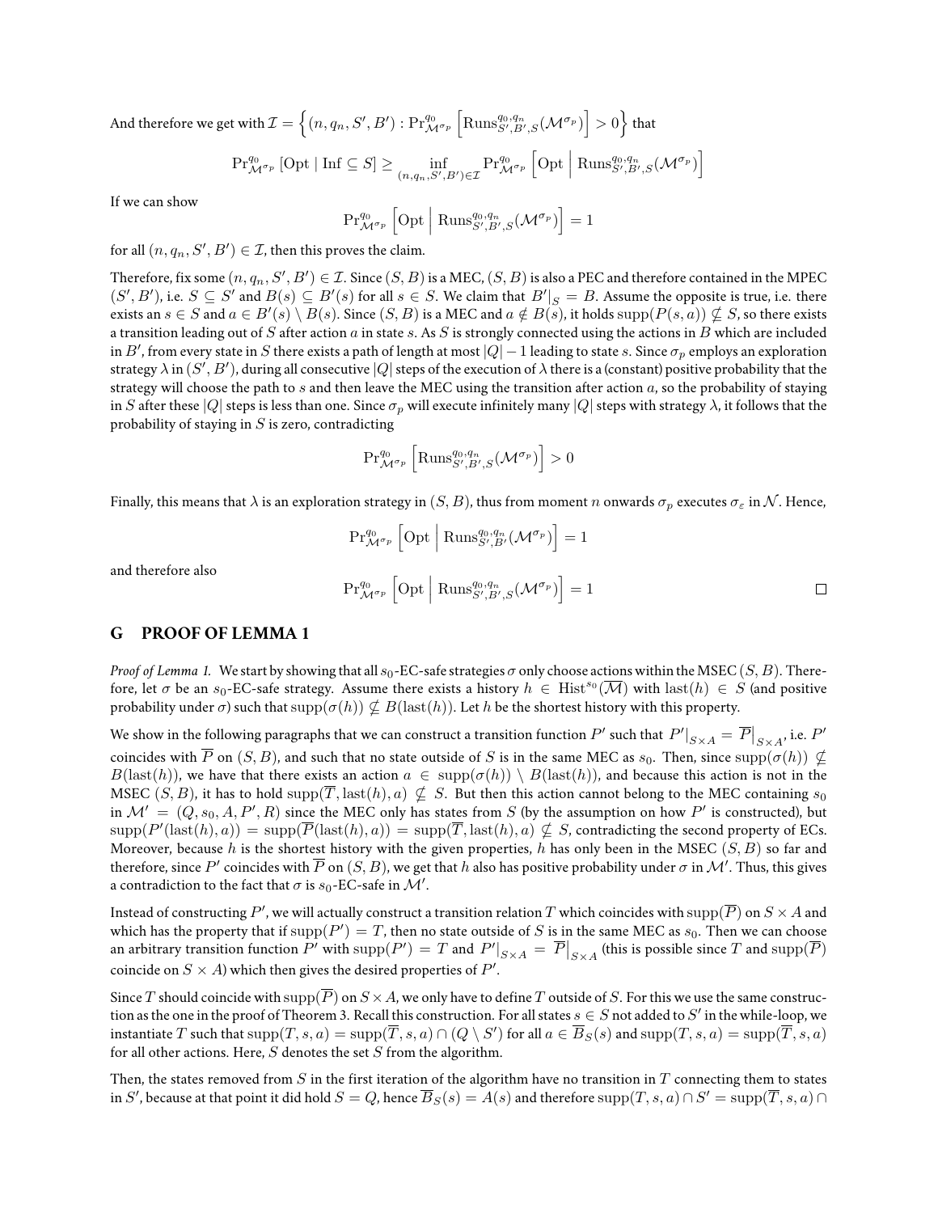And therefore we get with $\mathcal{I} = \left\{(n, q_n, S', B') : \Pr^{q_0}_{\mathcal{M}^{\sigma_p}}\left[\mathrm{Runs}^{q_0,q_n}_{S',B',S}(\mathcal{M}^{\sigma_p})\right] > 0\right\}$ that

$$\Pr^{q_0}_{\mathcal{M}^{\sigma_p}}\left[\mathrm{Opt} \mid \mathrm{Inf} \subseteq S\right] \geq \inf_{(n,q_n,S',B') \in \mathcal{I}} \Pr^{q_0}_{\mathcal{M}^{\sigma_p}}\left[\mathrm{Opt} \;\middle|\; \mathrm{Runs}^{q_0,q_n}_{S',B',S}(\mathcal{M}^{\sigma_p})\right]$$

If we can show

$$\Pr^{q_0}_{\mathcal{M}^{\sigma_p}}\left[\mathrm{Opt} \;\middle|\; \mathrm{Runs}^{q_0,q_n}_{S',B',S}(\mathcal{M}^{\sigma_p})\right] = 1$$

for all $(n, q_n, S', B') \in \mathcal{I}$, then this proves the claim.

Therefore, fix some $(n, q_n, S', B') \in \mathcal{I}$. Since $(S, B)$ is a MEC, $(S, B)$ is also a PEC and therefore contained in the MPEC $(S', B')$, i.e. $S \subseteq S'$ and $B(s) \subseteq B'(s)$ for all $s \in S$. We claim that $B'|_S = B$. Assume the opposite is true, i.e. there exists an $s \in S$ and $a \in B'(s) \setminus B(s)$. Since $(S, B)$ is a MEC and $a \notin B(s)$, it holds $\mathrm{supp}(P(s, a)) \nsubseteq S$, so there exists a transition leading out of $S$ after action $a$ in state $s$. As $S$ is strongly connected using the actions in $B$ which are included in $B'$, from every state in $S$ there exists a path of length at most $|Q| - 1$ leading to state $s$. Since $\sigma_p$ employs an exploration strategy $\lambda$ in $(S', B')$, during all consecutive $|Q|$ steps of the execution of $\lambda$ there is a (constant) positive probability that the strategy will choose the path to $s$ and then leave the MEC using the transition after action $a$, so the probability of staying in $S$ after these $|Q|$ steps is less than one. Since $\sigma_p$ will execute infinitely many $|Q|$ steps with strategy $\lambda$, it follows that the probability of staying in $S$ is zero, contradicting

$$\Pr^{q_0}_{\mathcal{M}^{\sigma_p}}\left[\mathrm{Runs}^{q_0,q_n}_{S',B',S}(\mathcal{M}^{\sigma_p})\right] > 0$$

Finally, this means that $\lambda$ is an exploration strategy in $(S, B)$, thus from moment $n$ onwards $\sigma_p$ executes $\sigma_\varepsilon$ in $\mathcal{N}$. Hence,

$$\Pr^{q_0}_{\mathcal{M}^{\sigma_p}}\left[\mathrm{Opt} \;\middle|\; \mathrm{Runs}^{q_0,q_n}_{S',B'}(\mathcal{M}^{\sigma_p})\right] = 1$$

and therefore also

$$\Pr^{q_0}_{\mathcal{M}^{\sigma_p}}\left[\mathrm{Opt} \;\middle|\; \mathrm{Runs}^{q_0,q_n}_{S',B',S}(\mathcal{M}^{\sigma_p})\right] = 1$$

□

## G PROOF OF LEMMA 1

*Proof of Lemma 1.* We start by showing that all $s_0$-EC-safe strategies $\sigma$ only choose actions within the MSEC $(S, B)$. Therefore, let $\sigma$ be an $s_0$-EC-safe strategy. Assume there exists a history $h \in \mathrm{Hist}^{s_0}(\overline{\mathcal{M}})$ with $\mathrm{last}(h) \in S$ (and positive probability under $\sigma$) such that $\mathrm{supp}(\sigma(h)) \nsubseteq B(\mathrm{last}(h))$. Let $h$ be the shortest history with this property.

We show in the following paragraphs that we can construct a transition function $P'$ such that $P'|_{S\times A} = \overline{P}|_{S\times A}$, i.e. $P'$ coincides with $\overline{P}$ on $(S, B)$, and such that no state outside of $S$ is in the same MEC as $s_0$. Then, since $\mathrm{supp}(\sigma(h)) \nsubseteq B(\mathrm{last}(h))$, we have that there exists an action $a \in \mathrm{supp}(\sigma(h)) \setminus B(\mathrm{last}(h))$, and because this action is not in the MSEC $(S, B)$, it has to hold $\mathrm{supp}(\overline{T}, \mathrm{last}(h), a) \nsubseteq S$. But then this action cannot belong to the MEC containing $s_0$ in $\mathcal{M}' = (Q, s_0, A, P', R)$ since the MEC only has states from $S$ (by the assumption on how $P'$ is constructed), but $\mathrm{supp}(P'(\mathrm{last}(h), a)) = \mathrm{supp}(\overline{P}(\mathrm{last}(h), a)) = \mathrm{supp}(\overline{T}, \mathrm{last}(h), a) \nsubseteq S$, contradicting the second property of ECs. Moreover, because $h$ is the shortest history with the given properties, $h$ has only been in the MSEC $(S, B)$ so far and therefore, since $P'$ coincides with $\overline{P}$ on $(S, B)$, we get that $h$ also has positive probability under $\sigma$ in $\mathcal{M}'$. Thus, this gives a contradiction to the fact that $\sigma$ is $s_0$-EC-safe in $\mathcal{M}'$.

Instead of constructing $P'$, we will actually construct a transition relation $T$ which coincides with $\mathrm{supp}(\overline{P})$ on $S \times A$ and which has the property that if $\mathrm{supp}(P') = T$, then no state outside of $S$ is in the same MEC as $s_0$. Then we can choose an arbitrary transition function $P'$ with $\mathrm{supp}(P') = T$ and $P'|_{S\times A} = \overline{P}|_{S\times A}$ (this is possible since $T$ and $\mathrm{supp}(\overline{P})$ coincide on $S \times A$) which then gives the desired properties of $P'$.

Since $T$ should coincide with $\mathrm{supp}(\overline{P})$ on $S \times A$, we only have to define $T$ outside of $S$. For this we use the same construction as the one in the proof of Theorem 3. Recall this construction. For all states $s \in S$ not added to $S'$ in the while-loop, we instantiate $T$ such that $\mathrm{supp}(T, s, a) = \mathrm{supp}(\overline{T}, s, a) \cap (Q \setminus S')$ for all $a \in \overline{B}_S(s)$ and $\mathrm{supp}(T, s, a) = \mathrm{supp}(\overline{T}, s, a)$ for all other actions. Here, $S$ denotes the set $S$ from the algorithm.

Then, the states removed from $S$ in the first iteration of the algorithm have no transition in $T$ connecting them to states in $S'$, because at that point it did hold $S = Q$, hence $\overline{B}_S(s) = A(s)$ and therefore $\mathrm{supp}(T, s, a) \cap S' = \mathrm{supp}(\overline{T}, s, a) \cap$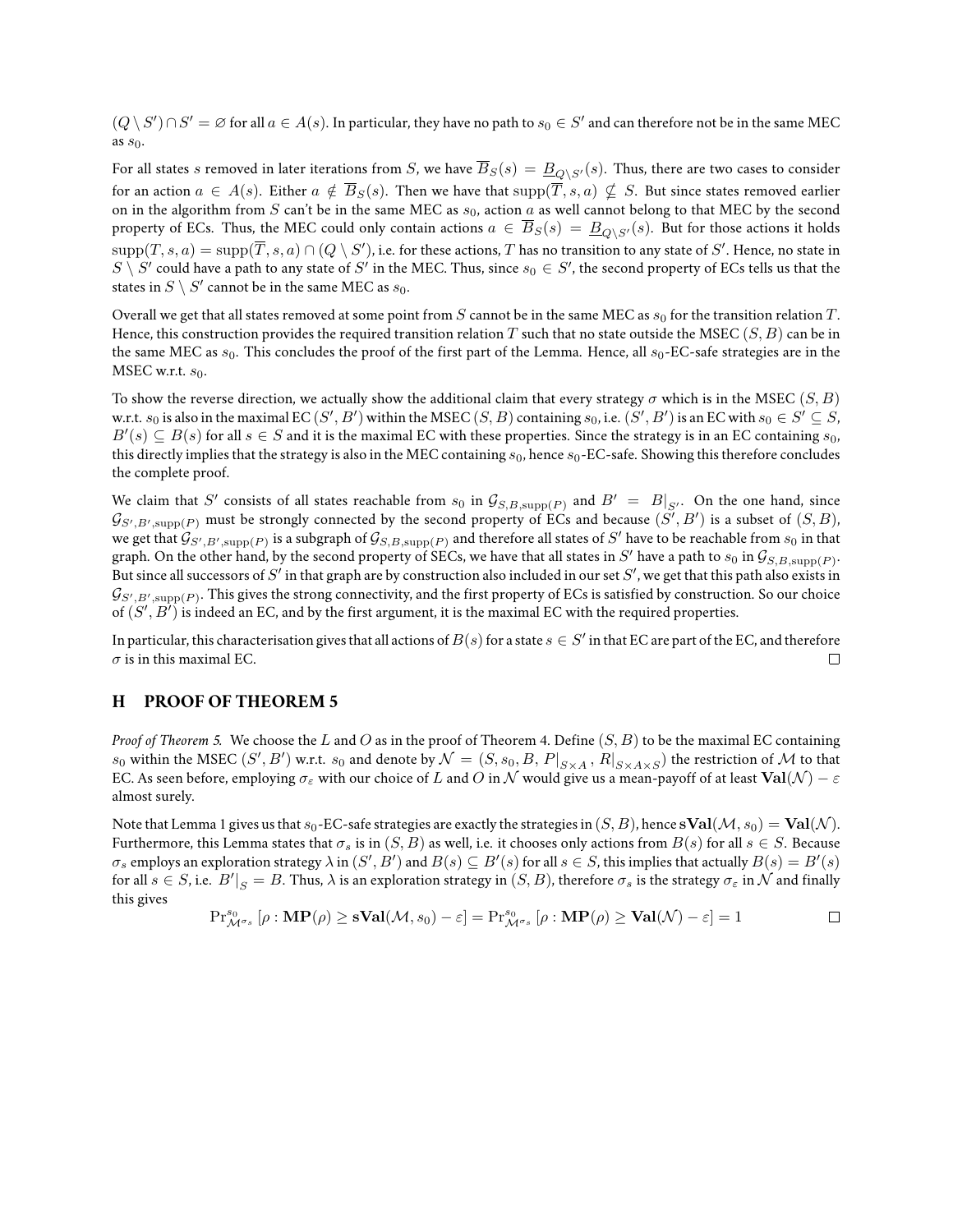$(Q \setminus S') \cap S' = \varnothing$ for all $a \in A(s)$. In particular, they have no path to $s_0 \in S'$ and can therefore not be in the same MEC as $s_0$.

For all states $s$ removed in later iterations from $S$, we have $\overline{B}_S(s) = \underline{B}_{Q \setminus S'}(s)$. Thus, there are two cases to consider for an action $a \in A(s)$. Either $a \notin \overline{B}_S(s)$. Then we have that $\text{supp}(\overline{T}, s, a) \nsubseteq S$. But since states removed earlier on in the algorithm from $S$ can't be in the same MEC as $s_0$, action $a$ as well cannot belong to that MEC by the second property of ECs. Thus, the MEC could only contain actions $a \in \overline{B}_S(s) = \underline{B}_{Q \setminus S'}(s)$. But for those actions it holds $\text{supp}(T, s, a) = \text{supp}(\overline{T}, s, a) \cap (Q \setminus S')$, i.e. for these actions, $T$ has no transition to any state of $S'$. Hence, no state in $S \setminus S'$ could have a path to any state of $S'$ in the MEC. Thus, since $s_0 \in S'$, the second property of ECs tells us that the states in $S \setminus S'$ cannot be in the same MEC as $s_0$.

Overall we get that all states removed at some point from $S$ cannot be in the same MEC as $s_0$ for the transition relation $T$. Hence, this construction provides the required transition relation $T$ such that no state outside the MSEC $(S, B)$ can be in the same MEC as $s_0$. This concludes the proof of the first part of the Lemma. Hence, all $s_0$-EC-safe strategies are in the MSEC w.r.t. $s_0$.

To show the reverse direction, we actually show the additional claim that every strategy $\sigma$ which is in the MSEC $(S, B)$ w.r.t. $s_0$ is also in the maximal EC $(S', B')$ within the MSEC $(S, B)$ containing $s_0$, i.e. $(S', B')$ is an EC with $s_0 \in S' \subseteq S$, $B'(s) \subseteq B(s)$ for all $s \in S$ and it is the maximal EC with these properties. Since the strategy is in an EC containing $s_0$, this directly implies that the strategy is also in the MEC containing $s_0$, hence $s_0$-EC-safe. Showing this therefore concludes the complete proof.

We claim that $S'$ consists of all states reachable from $s_0$ in $\mathcal{G}_{S,B,\text{supp}(P)}$ and $B' = B|_{S'}$. On the one hand, since $\mathcal{G}_{S',B',\text{supp}(P)}$ must be strongly connected by the second property of ECs and because $(S', B')$ is a subset of $(S, B)$, we get that $\mathcal{G}_{S',B',\text{supp}(P)}$ is a subgraph of $\mathcal{G}_{S,B,\text{supp}(P)}$ and therefore all states of $S'$ have to be reachable from $s_0$ in that graph. On the other hand, by the second property of SECs, we have that all states in $S'$ have a path to $s_0$ in $\mathcal{G}_{S,B,\text{supp}(P)}$. But since all successors of $S'$ in that graph are by construction also included in our set $S'$, we get that this path also exists in $\mathcal{G}_{S',B',\text{supp}(P)}$. This gives the strong connectivity, and the first property of ECs is satisfied by construction. So our choice of $(S', B')$ is indeed an EC, and by the first argument, it is the maximal EC with the required properties.

In particular, this characterisation gives that all actions of $B(s)$ for a state $s \in S'$ in that EC are part of the EC, and therefore $\sigma$ is in this maximal EC. $\square$

## H PROOF OF THEOREM 5

*Proof of Theorem 5.* We choose the $L$ and $O$ as in the proof of Theorem 4. Define $(S, B)$ to be the maximal EC containing $s_0$ within the MSEC $(S', B')$ w.r.t. $s_0$ and denote by $\mathcal{N} = (S, s_0, B, P|_{S \times A}, R|_{S \times A \times S})$ the restriction of $\mathcal{M}$ to that EC. As seen before, employing $\sigma_\varepsilon$ with our choice of $L$ and $O$ in $\mathcal{N}$ would give us a mean-payoff of at least $\mathbf{Val}(\mathcal{N}) - \varepsilon$ almost surely.

Note that Lemma 1 gives us that $s_0$-EC-safe strategies are exactly the strategies in $(S, B)$, hence $\mathbf{sVal}(\mathcal{M}, s_0) = \mathbf{Val}(\mathcal{N})$. Furthermore, this Lemma states that $\sigma_s$ is in $(S, B)$ as well, i.e. it chooses only actions from $B(s)$ for all $s \in S$. Because $\sigma_s$ employs an exploration strategy $\lambda$ in $(S', B')$ and $B(s) \subseteq B'(s)$ for all $s \in S$, this implies that actually $B(s) = B'(s)$ for all $s \in S$, i.e. $B'|_S = B$. Thus, $\lambda$ is an exploration strategy in $(S, B)$, therefore $\sigma_s$ is the strategy $\sigma_\varepsilon$ in $\mathcal{N}$ and finally this gives

$$\Pr^{s_0}_{\mathcal{M}^{\sigma_s}}[\rho : \mathbf{MP}(\rho) \geq \mathbf{sVal}(\mathcal{M}, s_0) - \varepsilon] = \Pr^{s_0}_{\mathcal{M}^{\sigma_s}}[\rho : \mathbf{MP}(\rho) \geq \mathbf{Val}(\mathcal{N}) - \varepsilon] = 1$$

$\square$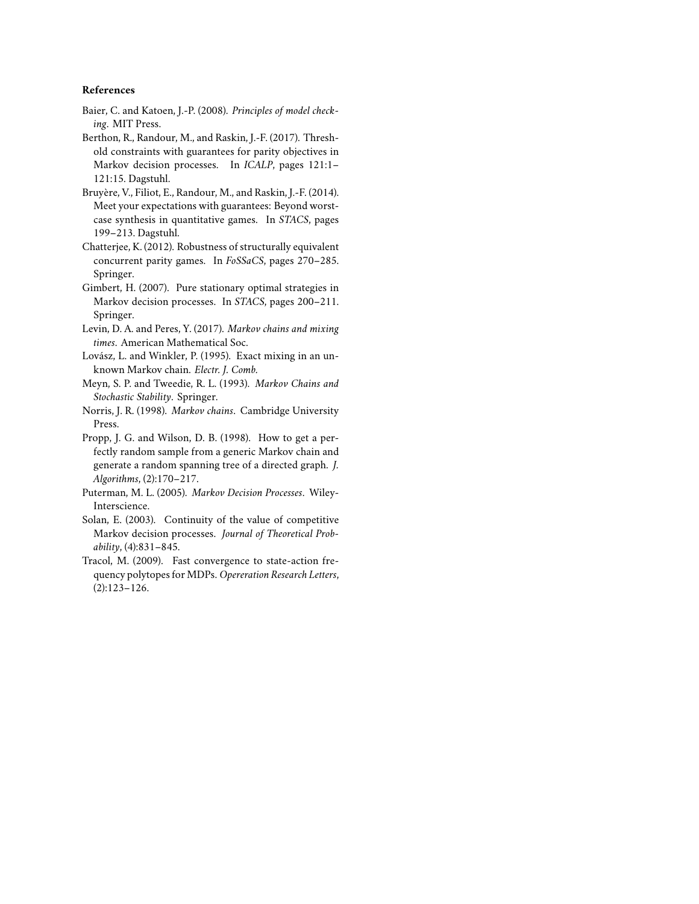### References

Baier, C. and Katoen, J.-P. (2008). *Principles of model checking*. MIT Press.

Berthon, R., Randour, M., and Raskin, J.-F. (2017). Threshold constraints with guarantees for parity objectives in Markov decision processes. In *ICALP*, pages 121:1–121:15. Dagstuhl.

Bruyère, V., Filiot, E., Randour, M., and Raskin, J.-F. (2014). Meet your expectations with guarantees: Beyond worst-case synthesis in quantitative games. In *STACS*, pages 199–213. Dagstuhl.

Chatterjee, K. (2012). Robustness of structurally equivalent concurrent parity games. In *FoSSaCS*, pages 270–285. Springer.

Gimbert, H. (2007). Pure stationary optimal strategies in Markov decision processes. In *STACS*, pages 200–211. Springer.

Levin, D. A. and Peres, Y. (2017). *Markov chains and mixing times*. American Mathematical Soc.

Lovász, L. and Winkler, P. (1995). Exact mixing in an unknown Markov chain. *Electr. J. Comb.*

Meyn, S. P. and Tweedie, R. L. (1993). *Markov Chains and Stochastic Stability*. Springer.

Norris, J. R. (1998). *Markov chains*. Cambridge University Press.

Propp, J. G. and Wilson, D. B. (1998). How to get a perfectly random sample from a generic Markov chain and generate a random spanning tree of a directed graph. *J. Algorithms*, (2):170–217.

Puterman, M. L. (2005). *Markov Decision Processes*. Wiley-Interscience.

Solan, E. (2003). Continuity of the value of competitive Markov decision processes. *Journal of Theoretical Probability*, (4):831–845.

Tracol, M. (2009). Fast convergence to state-action frequency polytopes for MDPs. *Opereration Research Letters*, (2):123–126.